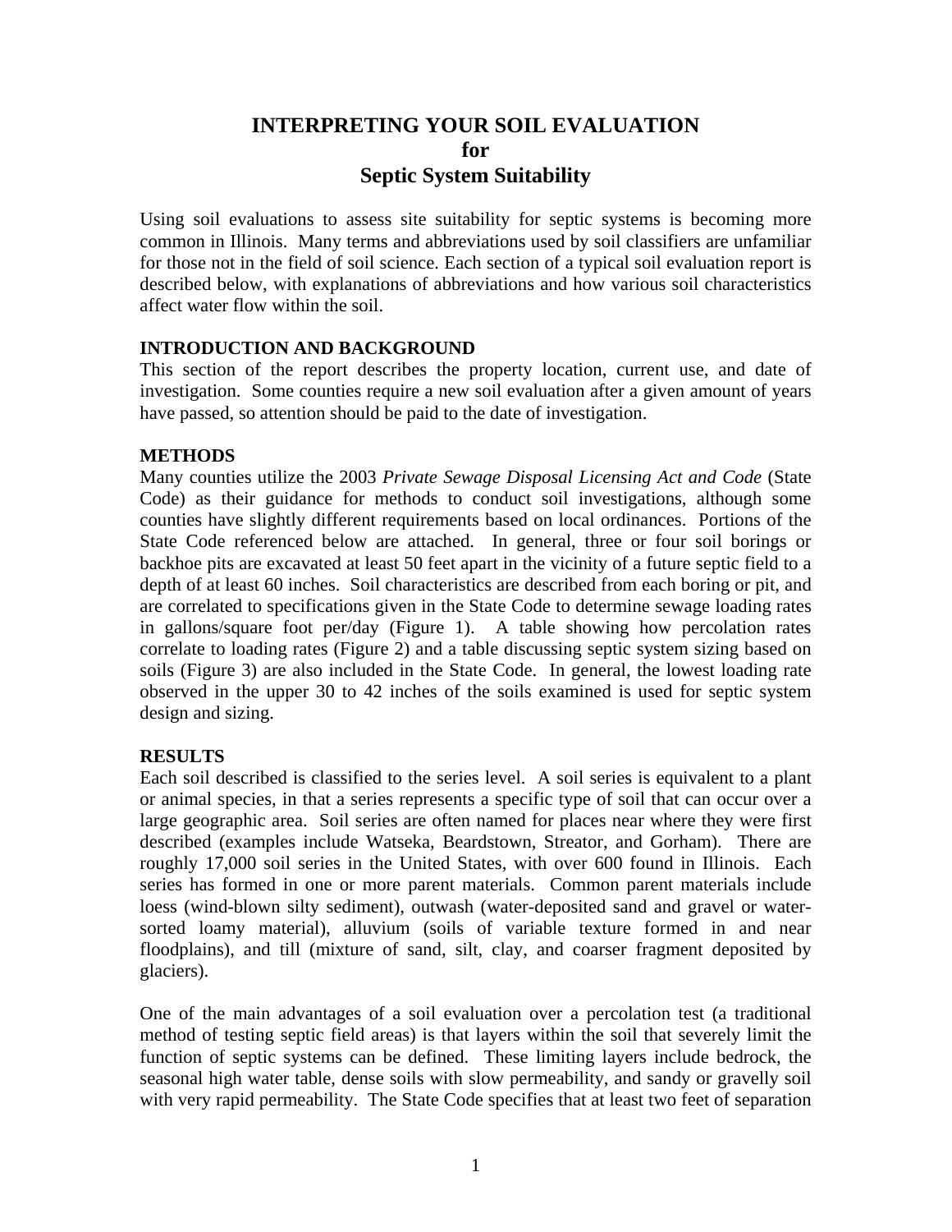# INTERPRETING YOUR SOIL EVALUATION
# for
# Septic System Suitability

Using soil evaluations to assess site suitability for septic systems is becoming more common in Illinois. Many terms and abbreviations used by soil classifiers are unfamiliar for those not in the field of soil science. Each section of a typical soil evaluation report is described below, with explanations of abbreviations and how various soil characteristics affect water flow within the soil.

## INTRODUCTION AND BACKGROUND

This section of the report describes the property location, current use, and date of investigation. Some counties require a new soil evaluation after a given amount of years have passed, so attention should be paid to the date of investigation.

## METHODS

Many counties utilize the 2003 *Private Sewage Disposal Licensing Act and Code* (State Code) as their guidance for methods to conduct soil investigations, although some counties have slightly different requirements based on local ordinances. Portions of the State Code referenced below are attached. In general, three or four soil borings or backhoe pits are excavated at least 50 feet apart in the vicinity of a future septic field to a depth of at least 60 inches. Soil characteristics are described from each boring or pit, and are correlated to specifications given in the State Code to determine sewage loading rates in gallons/square foot per/day (Figure 1). A table showing how percolation rates correlate to loading rates (Figure 2) and a table discussing septic system sizing based on soils (Figure 3) are also included in the State Code. In general, the lowest loading rate observed in the upper 30 to 42 inches of the soils examined is used for septic system design and sizing.

## RESULTS

Each soil described is classified to the series level. A soil series is equivalent to a plant or animal species, in that a series represents a specific type of soil that can occur over a large geographic area. Soil series are often named for places near where they were first described (examples include Watseka, Beardstown, Streator, and Gorham). There are roughly 17,000 soil series in the United States, with over 600 found in Illinois. Each series has formed in one or more parent materials. Common parent materials include loess (wind-blown silty sediment), outwash (water-deposited sand and gravel or water-sorted loamy material), alluvium (soils of variable texture formed in and near floodplains), and till (mixture of sand, silt, clay, and coarser fragment deposited by glaciers).

One of the main advantages of a soil evaluation over a percolation test (a traditional method of testing septic field areas) is that layers within the soil that severely limit the function of septic systems can be defined. These limiting layers include bedrock, the seasonal high water table, dense soils with slow permeability, and sandy or gravelly soil with very rapid permeability. The State Code specifies that at least two feet of separation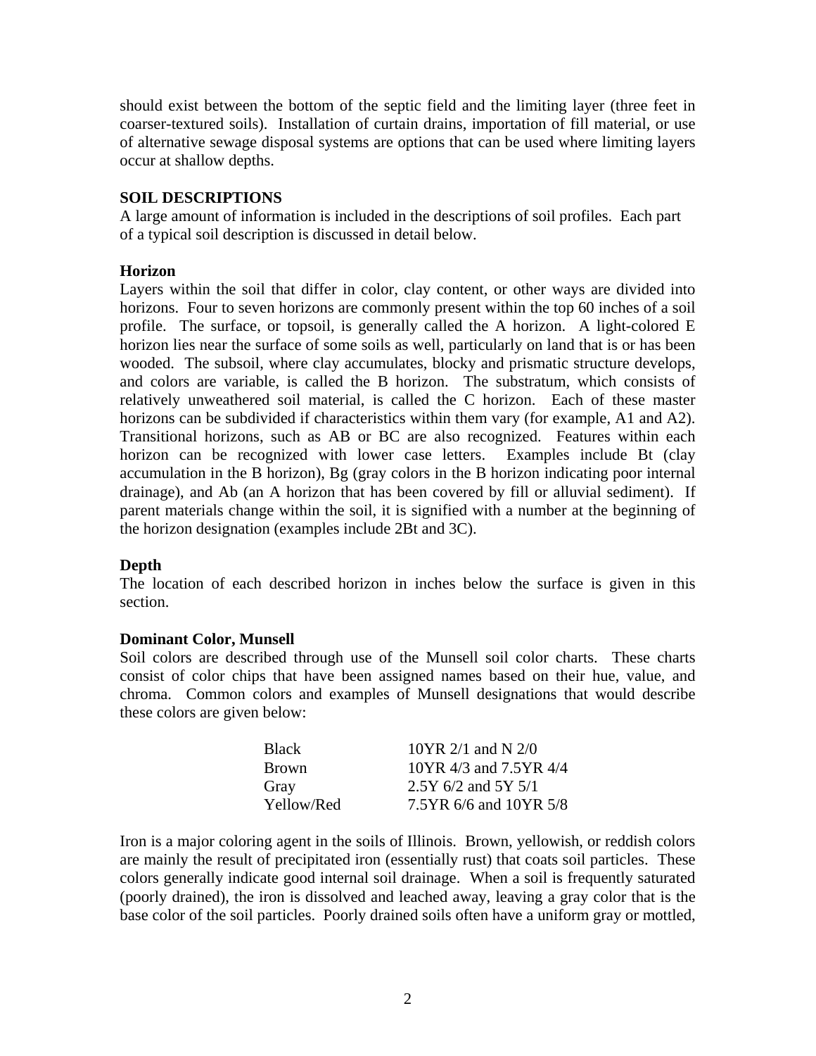should exist between the bottom of the septic field and the limiting layer (three feet in coarser-textured soils). Installation of curtain drains, importation of fill material, or use of alternative sewage disposal systems are options that can be used where limiting layers occur at shallow depths.

## SOIL DESCRIPTIONS

A large amount of information is included in the descriptions of soil profiles. Each part of a typical soil description is discussed in detail below.

### Horizon

Layers within the soil that differ in color, clay content, or other ways are divided into horizons. Four to seven horizons are commonly present within the top 60 inches of a soil profile. The surface, or topsoil, is generally called the A horizon. A light-colored E horizon lies near the surface of some soils as well, particularly on land that is or has been wooded. The subsoil, where clay accumulates, blocky and prismatic structure develops, and colors are variable, is called the B horizon. The substratum, which consists of relatively unweathered soil material, is called the C horizon. Each of these master horizons can be subdivided if characteristics within them vary (for example, A1 and A2). Transitional horizons, such as AB or BC are also recognized. Features within each horizon can be recognized with lower case letters. Examples include Bt (clay accumulation in the B horizon), Bg (gray colors in the B horizon indicating poor internal drainage), and Ab (an A horizon that has been covered by fill or alluvial sediment). If parent materials change within the soil, it is signified with a number at the beginning of the horizon designation (examples include 2Bt and 3C).

### Depth

The location of each described horizon in inches below the surface is given in this section.

### Dominant Color, Munsell

Soil colors are described through use of the Munsell soil color charts. These charts consist of color chips that have been assigned names based on their hue, value, and chroma. Common colors and examples of Munsell designations that would describe these colors are given below:

| Color | Munsell designation |
|---|---|
| Black | 10YR 2/1 and N 2/0 |
| Brown | 10YR 4/3 and 7.5YR 4/4 |
| Gray | 2.5Y 6/2 and 5Y 5/1 |
| Yellow/Red | 7.5YR 6/6 and 10YR 5/8 |

Iron is a major coloring agent in the soils of Illinois. Brown, yellowish, or reddish colors are mainly the result of precipitated iron (essentially rust) that coats soil particles. These colors generally indicate good internal soil drainage. When a soil is frequently saturated (poorly drained), the iron is dissolved and leached away, leaving a gray color that is the base color of the soil particles. Poorly drained soils often have a uniform gray or mottled,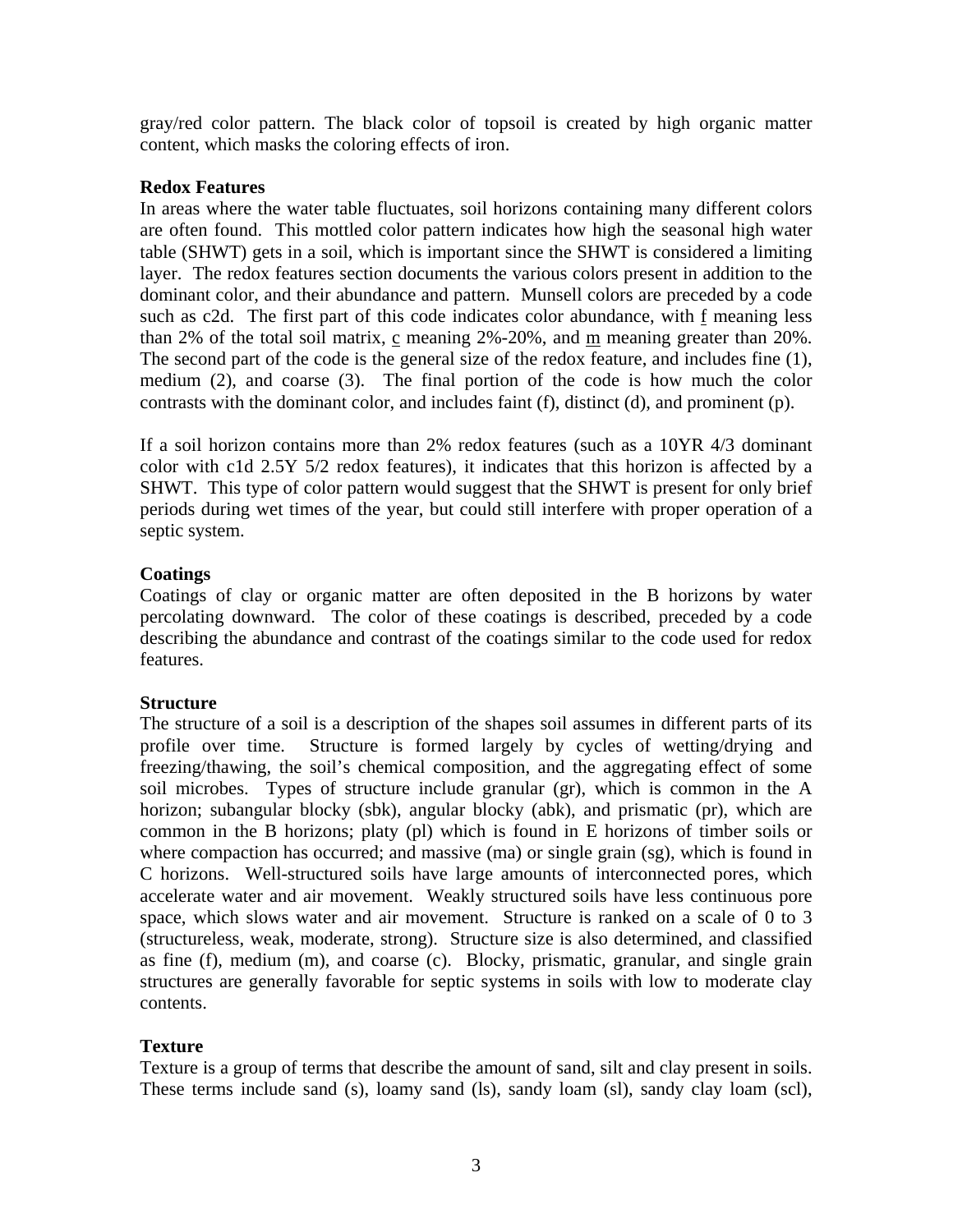gray/red color pattern. The black color of topsoil is created by high organic matter content, which masks the coloring effects of iron.

**Redox Features**

In areas where the water table fluctuates, soil horizons containing many different colors are often found. This mottled color pattern indicates how high the seasonal high water table (SHWT) gets in a soil, which is important since the SHWT is considered a limiting layer. The redox features section documents the various colors present in addition to the dominant color, and their abundance and pattern. Munsell colors are preceded by a code such as c2d. The first part of this code indicates color abundance, with f meaning less than 2% of the total soil matrix, c meaning 2%-20%, and m meaning greater than 20%. The second part of the code is the general size of the redox feature, and includes fine (1), medium (2), and coarse (3). The final portion of the code is how much the color contrasts with the dominant color, and includes faint (f), distinct (d), and prominent (p).

If a soil horizon contains more than 2% redox features (such as a 10YR 4/3 dominant color with c1d 2.5Y 5/2 redox features), it indicates that this horizon is affected by a SHWT. This type of color pattern would suggest that the SHWT is present for only brief periods during wet times of the year, but could still interfere with proper operation of a septic system.

**Coatings**

Coatings of clay or organic matter are often deposited in the B horizons by water percolating downward. The color of these coatings is described, preceded by a code describing the abundance and contrast of the coatings similar to the code used for redox features.

**Structure**

The structure of a soil is a description of the shapes soil assumes in different parts of its profile over time. Structure is formed largely by cycles of wetting/drying and freezing/thawing, the soil's chemical composition, and the aggregating effect of some soil microbes. Types of structure include granular (gr), which is common in the A horizon; subangular blocky (sbk), angular blocky (abk), and prismatic (pr), which are common in the B horizons; platy (pl) which is found in E horizons of timber soils or where compaction has occurred; and massive (ma) or single grain (sg), which is found in C horizons. Well-structured soils have large amounts of interconnected pores, which accelerate water and air movement. Weakly structured soils have less continuous pore space, which slows water and air movement. Structure is ranked on a scale of 0 to 3 (structureless, weak, moderate, strong). Structure size is also determined, and classified as fine (f), medium (m), and coarse (c). Blocky, prismatic, granular, and single grain structures are generally favorable for septic systems in soils with low to moderate clay contents.

**Texture**

Texture is a group of terms that describe the amount of sand, silt and clay present in soils. These terms include sand (s), loamy sand (ls), sandy loam (sl), sandy clay loam (scl),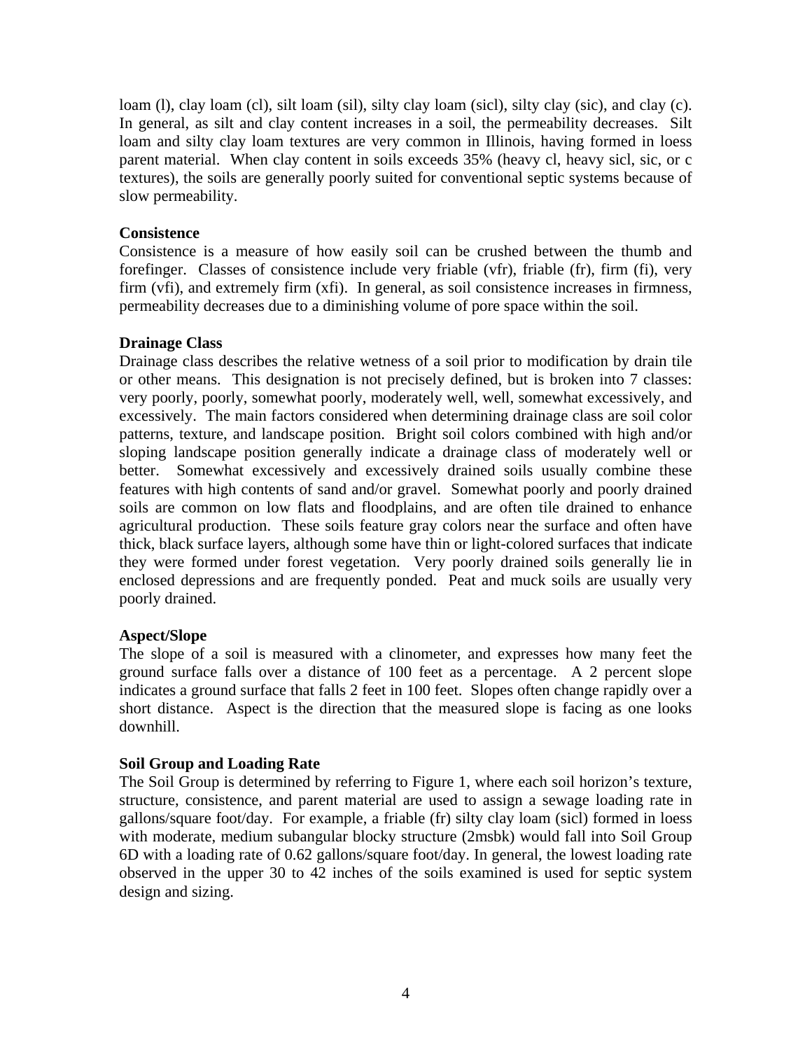loam (l), clay loam (cl), silt loam (sil), silty clay loam (sicl), silty clay (sic), and clay (c). In general, as silt and clay content increases in a soil, the permeability decreases. Silt loam and silty clay loam textures are very common in Illinois, having formed in loess parent material. When clay content in soils exceeds 35% (heavy cl, heavy sicl, sic, or c textures), the soils are generally poorly suited for conventional septic systems because of slow permeability.

**Consistence**

Consistence is a measure of how easily soil can be crushed between the thumb and forefinger. Classes of consistence include very friable (vfr), friable (fr), firm (fi), very firm (vfi), and extremely firm (xfi). In general, as soil consistence increases in firmness, permeability decreases due to a diminishing volume of pore space within the soil.

**Drainage Class**

Drainage class describes the relative wetness of a soil prior to modification by drain tile or other means. This designation is not precisely defined, but is broken into 7 classes: very poorly, poorly, somewhat poorly, moderately well, well, somewhat excessively, and excessively. The main factors considered when determining drainage class are soil color patterns, texture, and landscape position. Bright soil colors combined with high and/or sloping landscape position generally indicate a drainage class of moderately well or better. Somewhat excessively and excessively drained soils usually combine these features with high contents of sand and/or gravel. Somewhat poorly and poorly drained soils are common on low flats and floodplains, and are often tile drained to enhance agricultural production. These soils feature gray colors near the surface and often have thick, black surface layers, although some have thin or light-colored surfaces that indicate they were formed under forest vegetation. Very poorly drained soils generally lie in enclosed depressions and are frequently ponded. Peat and muck soils are usually very poorly drained.

**Aspect/Slope**

The slope of a soil is measured with a clinometer, and expresses how many feet the ground surface falls over a distance of 100 feet as a percentage. A 2 percent slope indicates a ground surface that falls 2 feet in 100 feet. Slopes often change rapidly over a short distance. Aspect is the direction that the measured slope is facing as one looks downhill.

**Soil Group and Loading Rate**

The Soil Group is determined by referring to Figure 1, where each soil horizon's texture, structure, consistence, and parent material are used to assign a sewage loading rate in gallons/square foot/day. For example, a friable (fr) silty clay loam (sicl) formed in loess with moderate, medium subangular blocky structure (2msbk) would fall into Soil Group 6D with a loading rate of 0.62 gallons/square foot/day. In general, the lowest loading rate observed in the upper 30 to 42 inches of the soils examined is used for septic system design and sizing.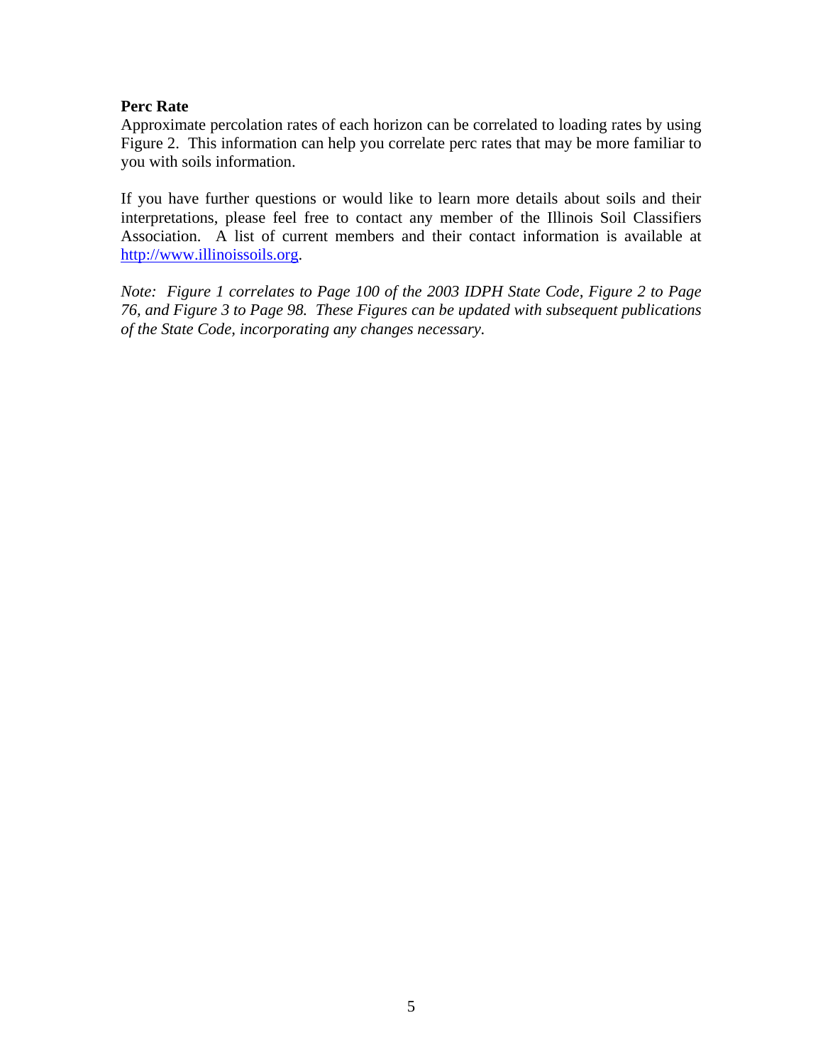**Perc Rate**

Approximate percolation rates of each horizon can be correlated to loading rates by using Figure 2. This information can help you correlate perc rates that may be more familiar to you with soils information.

If you have further questions or would like to learn more details about soils and their interpretations, please feel free to contact any member of the Illinois Soil Classifiers Association. A list of current members and their contact information is available at http://www.illinoissoils.org.

*Note: Figure 1 correlates to Page 100 of the 2003 IDPH State Code, Figure 2 to Page 76, and Figure 3 to Page 98. These Figures can be updated with subsequent publications of the State Code, incorporating any changes necessary.*